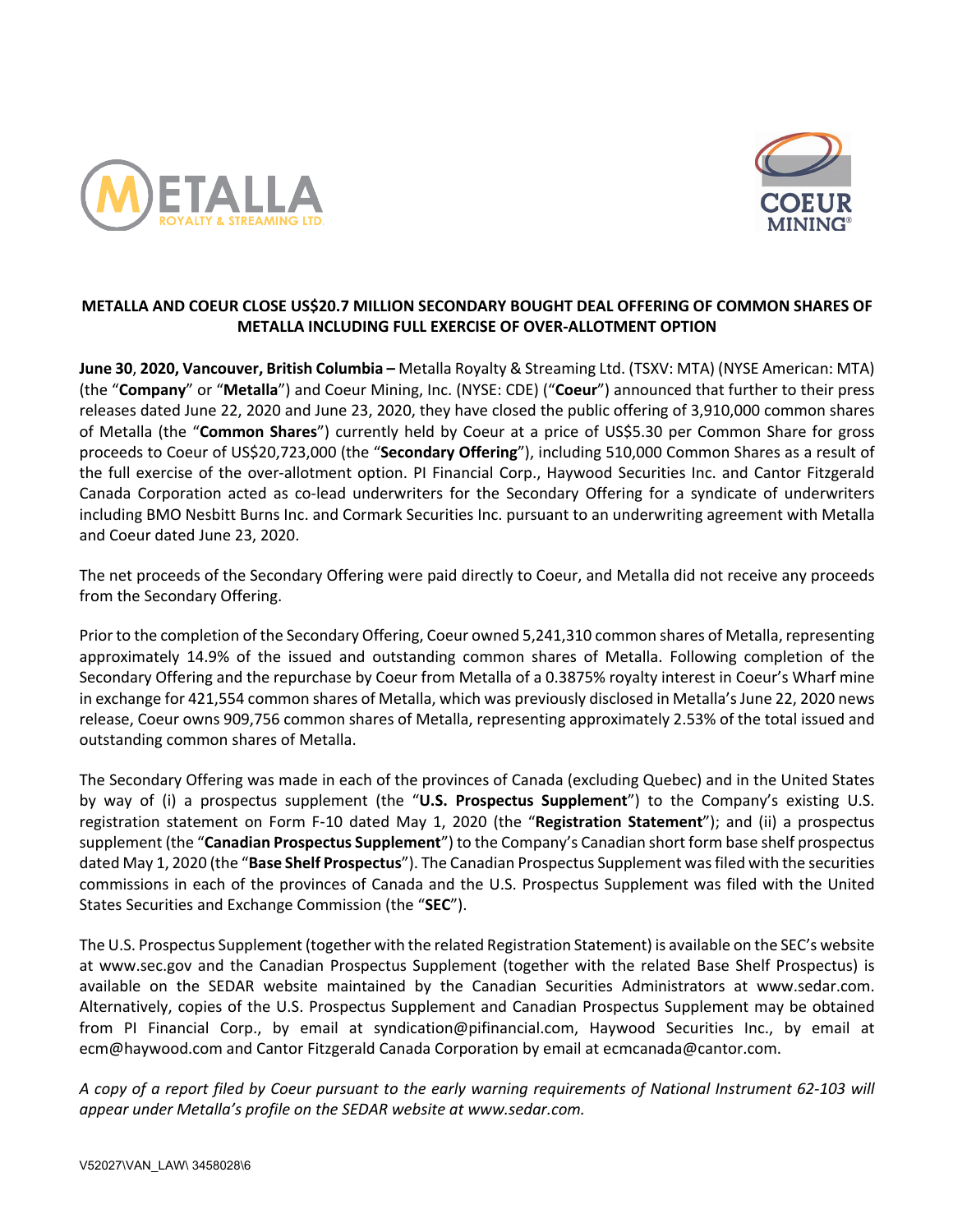# METALLA AND COEUR CLOSE US$20.7 MILLION SECONDARY BOUGHT DEAL OFFERING OF COMMON SHARES OF METALLA INCLUDING FULL EXERCISE OF OVER-ALLOTMENT OPTION

**June 30**, **2020, Vancouver, British Columbia –** Metalla Royalty & Streaming Ltd. (TSXV: MTA) (NYSE American: MTA) (the "**Company**" or "**Metalla**") and Coeur Mining, Inc. (NYSE: CDE) ("**Coeur**") announced that further to their press releases dated June 22, 2020 and June 23, 2020, they have closed the public offering of 3,910,000 common shares of Metalla (the "**Common Shares**") currently held by Coeur at a price of US$5.30 per Common Share for gross proceeds to Coeur of US$20,723,000 (the "**Secondary Offering**"), including 510,000 Common Shares as a result of the full exercise of the over-allotment option. PI Financial Corp., Haywood Securities Inc. and Cantor Fitzgerald Canada Corporation acted as co-lead underwriters for the Secondary Offering for a syndicate of underwriters including BMO Nesbitt Burns Inc. and Cormark Securities Inc. pursuant to an underwriting agreement with Metalla and Coeur dated June 23, 2020.

The net proceeds of the Secondary Offering were paid directly to Coeur, and Metalla did not receive any proceeds from the Secondary Offering.

Prior to the completion of the Secondary Offering, Coeur owned 5,241,310 common shares of Metalla, representing approximately 14.9% of the issued and outstanding common shares of Metalla. Following completion of the Secondary Offering and the repurchase by Coeur from Metalla of a 0.3875% royalty interest in Coeur's Wharf mine in exchange for 421,554 common shares of Metalla, which was previously disclosed in Metalla's June 22, 2020 news release, Coeur owns 909,756 common shares of Metalla, representing approximately 2.53% of the total issued and outstanding common shares of Metalla.

The Secondary Offering was made in each of the provinces of Canada (excluding Quebec) and in the United States by way of (i) a prospectus supplement (the "**U.S. Prospectus Supplement**") to the Company's existing U.S. registration statement on Form F-10 dated May 1, 2020 (the "**Registration Statement**"); and (ii) a prospectus supplement (the "**Canadian Prospectus Supplement**") to the Company's Canadian short form base shelf prospectus dated May 1, 2020 (the "**Base Shelf Prospectus**"). The Canadian Prospectus Supplement was filed with the securities commissions in each of the provinces of Canada and the U.S. Prospectus Supplement was filed with the United States Securities and Exchange Commission (the "**SEC**").

The U.S. Prospectus Supplement (together with the related Registration Statement) is available on the SEC's website at www.sec.gov and the Canadian Prospectus Supplement (together with the related Base Shelf Prospectus) is available on the SEDAR website maintained by the Canadian Securities Administrators at www.sedar.com. Alternatively, copies of the U.S. Prospectus Supplement and Canadian Prospectus Supplement may be obtained from PI Financial Corp., by email at syndication@pifinancial.com, Haywood Securities Inc., by email at ecm@haywood.com and Cantor Fitzgerald Canada Corporation by email at ecmcanada@cantor.com.

*A copy of a report filed by Coeur pursuant to the early warning requirements of National Instrument 62-103 will appear under Metalla's profile on the SEDAR website at www.sedar.com.*

V52027\VAN_LAW\ 3458028\6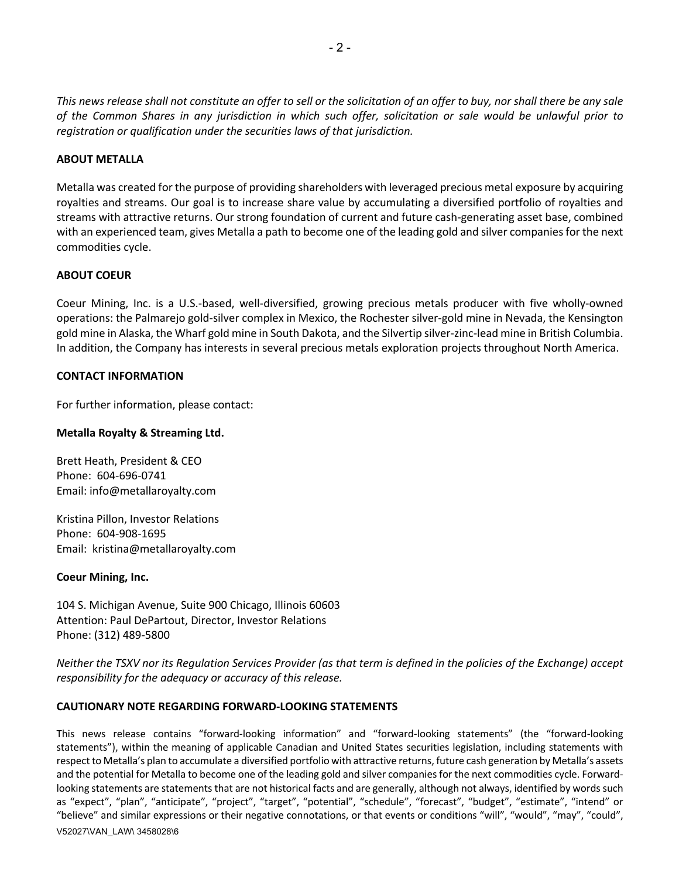*This news release shall not constitute an offer to sell or the solicitation of an offer to buy, nor shall there be any sale of the Common Shares in any jurisdiction in which such offer, solicitation or sale would be unlawful prior to registration or qualification under the securities laws of that jurisdiction.*

**ABOUT METALLA**

Metalla was created for the purpose of providing shareholders with leveraged precious metal exposure by acquiring royalties and streams. Our goal is to increase share value by accumulating a diversified portfolio of royalties and streams with attractive returns. Our strong foundation of current and future cash-generating asset base, combined with an experienced team, gives Metalla a path to become one of the leading gold and silver companies for the next commodities cycle.

**ABOUT COEUR**

Coeur Mining, Inc. is a U.S.-based, well-diversified, growing precious metals producer with five wholly-owned operations: the Palmarejo gold-silver complex in Mexico, the Rochester silver-gold mine in Nevada, the Kensington gold mine in Alaska, the Wharf gold mine in South Dakota, and the Silvertip silver-zinc-lead mine in British Columbia. In addition, the Company has interests in several precious metals exploration projects throughout North America.

**CONTACT INFORMATION**

For further information, please contact:

**Metalla Royalty & Streaming Ltd.**

Brett Heath, President & CEO
Phone: 604-696-0741
Email: info@metallaroyalty.com

Kristina Pillon, Investor Relations
Phone: 604-908-1695
Email: kristina@metallaroyalty.com

**Coeur Mining, Inc.**

104 S. Michigan Avenue, Suite 900 Chicago, Illinois 60603
Attention: Paul DePartout, Director, Investor Relations
Phone: (312) 489-5800

*Neither the TSXV nor its Regulation Services Provider (as that term is defined in the policies of the Exchange) accept responsibility for the adequacy or accuracy of this release.*

**CAUTIONARY NOTE REGARDING FORWARD-LOOKING STATEMENTS**

This news release contains "forward-looking information" and "forward-looking statements" (the "forward-looking statements"), within the meaning of applicable Canadian and United States securities legislation, including statements with respect to Metalla's plan to accumulate a diversified portfolio with attractive returns, future cash generation by Metalla's assets and the potential for Metalla to become one of the leading gold and silver companies for the next commodities cycle. Forward-looking statements are statements that are not historical facts and are generally, although not always, identified by words such as "expect", "plan", "anticipate", "project", "target", "potential", "schedule", "forecast", "budget", "estimate", "intend" or "believe" and similar expressions or their negative connotations, or that events or conditions "will", "would", "may", "could",

V52027\VAN_LAW\ 3458028\6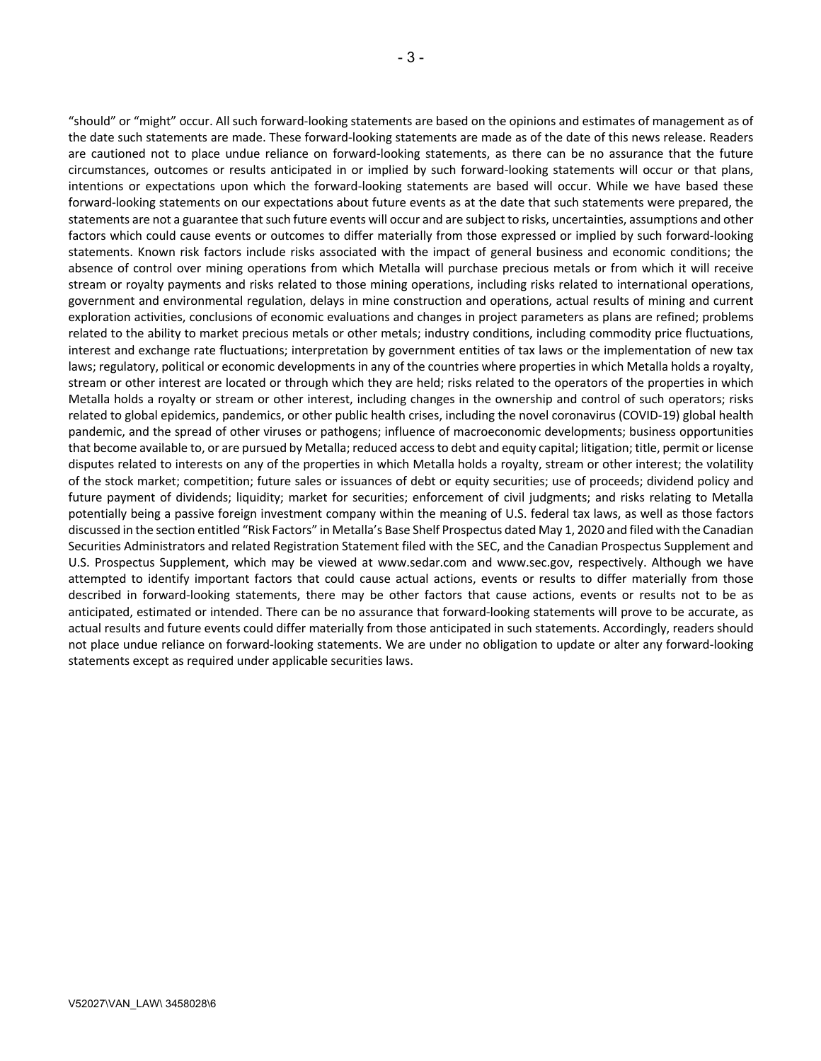"should" or "might" occur. All such forward-looking statements are based on the opinions and estimates of management as of the date such statements are made. These forward-looking statements are made as of the date of this news release. Readers are cautioned not to place undue reliance on forward-looking statements, as there can be no assurance that the future circumstances, outcomes or results anticipated in or implied by such forward-looking statements will occur or that plans, intentions or expectations upon which the forward-looking statements are based will occur. While we have based these forward-looking statements on our expectations about future events as at the date that such statements were prepared, the statements are not a guarantee that such future events will occur and are subject to risks, uncertainties, assumptions and other factors which could cause events or outcomes to differ materially from those expressed or implied by such forward-looking statements. Known risk factors include risks associated with the impact of general business and economic conditions; the absence of control over mining operations from which Metalla will purchase precious metals or from which it will receive stream or royalty payments and risks related to those mining operations, including risks related to international operations, government and environmental regulation, delays in mine construction and operations, actual results of mining and current exploration activities, conclusions of economic evaluations and changes in project parameters as plans are refined; problems related to the ability to market precious metals or other metals; industry conditions, including commodity price fluctuations, interest and exchange rate fluctuations; interpretation by government entities of tax laws or the implementation of new tax laws; regulatory, political or economic developments in any of the countries where properties in which Metalla holds a royalty, stream or other interest are located or through which they are held; risks related to the operators of the properties in which Metalla holds a royalty or stream or other interest, including changes in the ownership and control of such operators; risks related to global epidemics, pandemics, or other public health crises, including the novel coronavirus (COVID-19) global health pandemic, and the spread of other viruses or pathogens; influence of macroeconomic developments; business opportunities that become available to, or are pursued by Metalla; reduced access to debt and equity capital; litigation; title, permit or license disputes related to interests on any of the properties in which Metalla holds a royalty, stream or other interest; the volatility of the stock market; competition; future sales or issuances of debt or equity securities; use of proceeds; dividend policy and future payment of dividends; liquidity; market for securities; enforcement of civil judgments; and risks relating to Metalla potentially being a passive foreign investment company within the meaning of U.S. federal tax laws, as well as those factors discussed in the section entitled "Risk Factors" in Metalla's Base Shelf Prospectus dated May 1, 2020 and filed with the Canadian Securities Administrators and related Registration Statement filed with the SEC, and the Canadian Prospectus Supplement and U.S. Prospectus Supplement, which may be viewed at www.sedar.com and www.sec.gov, respectively. Although we have attempted to identify important factors that could cause actual actions, events or results to differ materially from those described in forward-looking statements, there may be other factors that cause actions, events or results not to be as anticipated, estimated or intended. There can be no assurance that forward-looking statements will prove to be accurate, as actual results and future events could differ materially from those anticipated in such statements. Accordingly, readers should not place undue reliance on forward-looking statements. We are under no obligation to update or alter any forward-looking statements except as required under applicable securities laws.

V52027\VAN_LAW\ 3458028\6